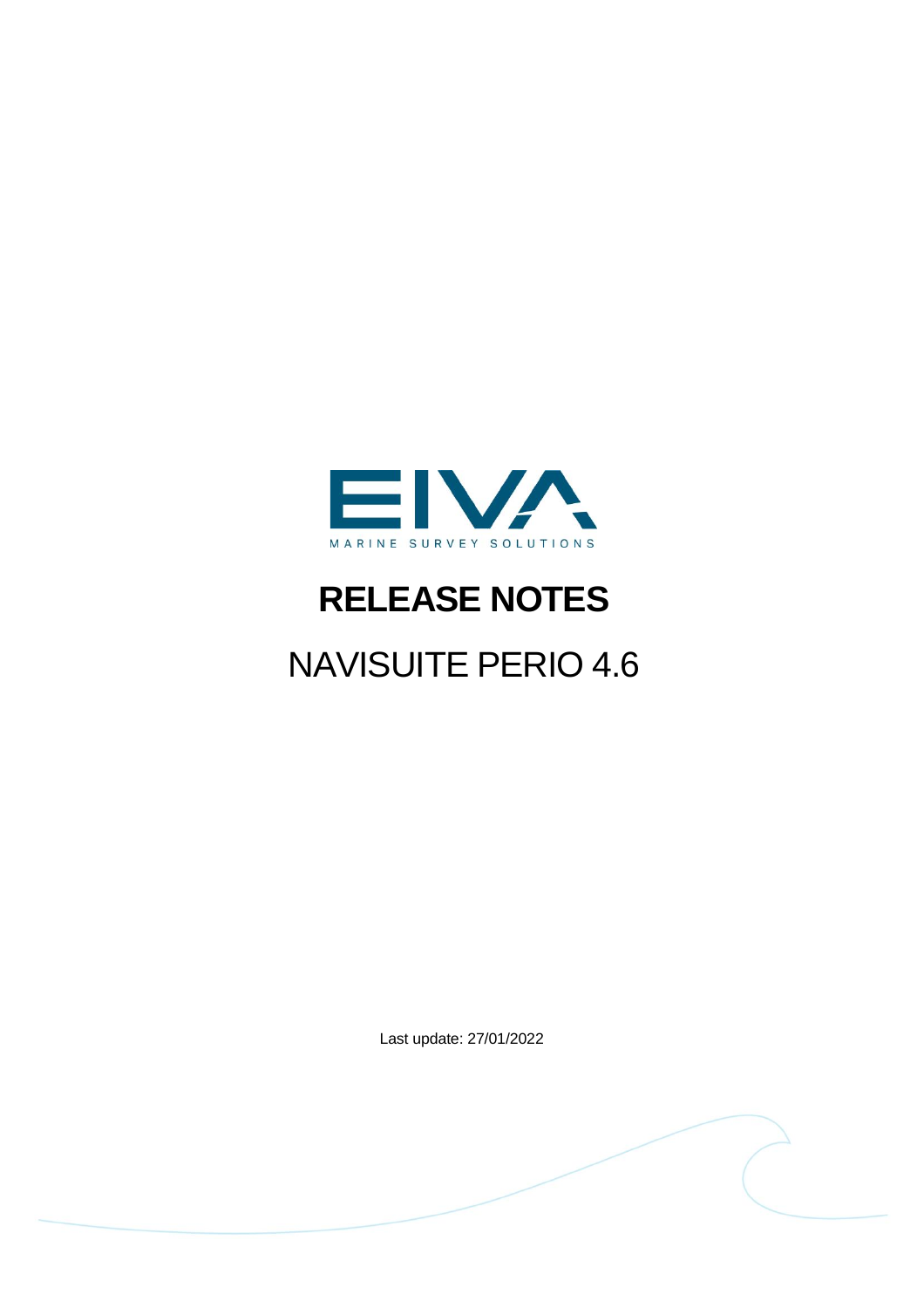EIVA

MARINE SURVEY SOLUTIONS

# RELEASE NOTES

## NAVISUITE PERIO 4.6

Last update: 27/01/2022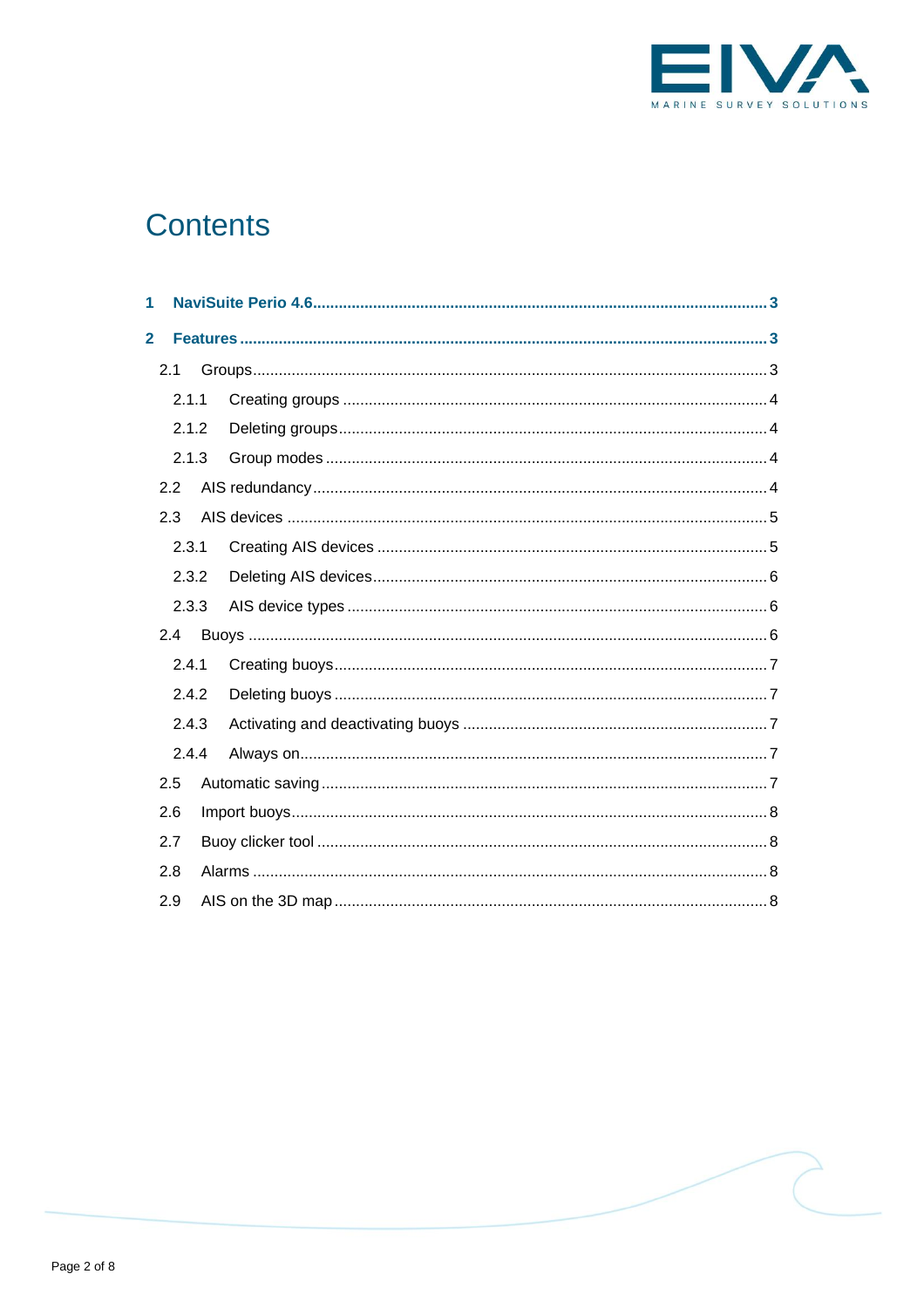# Contents

**1 NaviSuite Perio 4.6** ........ 3

**2 Features** ........ 3

- 2.1 Groups ........ 3
  - 2.1.1 Creating groups ........ 4
  - 2.1.2 Deleting groups ........ 4
  - 2.1.3 Group modes ........ 4
- 2.2 AIS redundancy ........ 4
- 2.3 AIS devices ........ 5
  - 2.3.1 Creating AIS devices ........ 5
  - 2.3.2 Deleting AIS devices ........ 6
  - 2.3.3 AIS device types ........ 6
- 2.4 Buoys ........ 6
  - 2.4.1 Creating buoys ........ 7
  - 2.4.2 Deleting buoys ........ 7
  - 2.4.3 Activating and deactivating buoys ........ 7
  - 2.4.4 Always on ........ 7
- 2.5 Automatic saving ........ 7
- 2.6 Import buoys ........ 8
- 2.7 Buoy clicker tool ........ 8
- 2.8 Alarms ........ 8
- 2.9 AIS on the 3D map ........ 8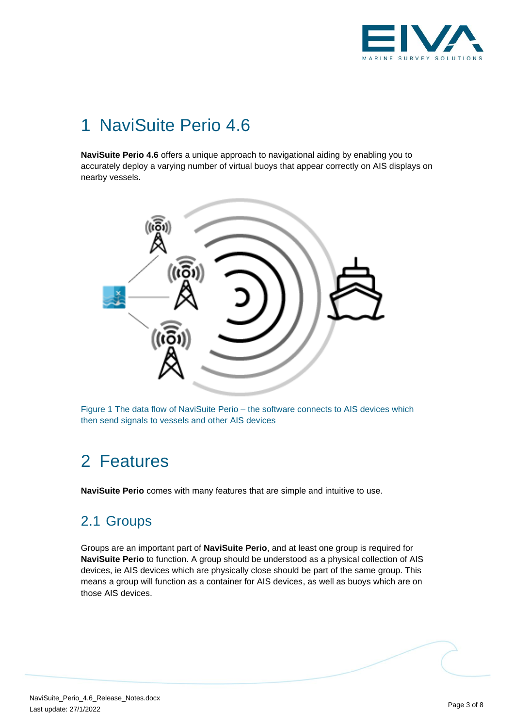# 1 NaviSuite Perio 4.6

**NaviSuite Perio 4.6** offers a unique approach to navigational aiding by enabling you to accurately deploy a varying number of virtual buoys that appear correctly on AIS displays on nearby vessels.

Figure 1 The data flow of NaviSuite Perio – the software connects to AIS devices which then send signals to vessels and other AIS devices

# 2 Features

**NaviSuite Perio** comes with many features that are simple and intuitive to use.

## 2.1 Groups

Groups are an important part of **NaviSuite Perio**, and at least one group is required for **NaviSuite Perio** to function. A group should be understood as a physical collection of AIS devices, ie AIS devices which are physically close should be part of the same group. This means a group will function as a container for AIS devices, as well as buoys which are on those AIS devices.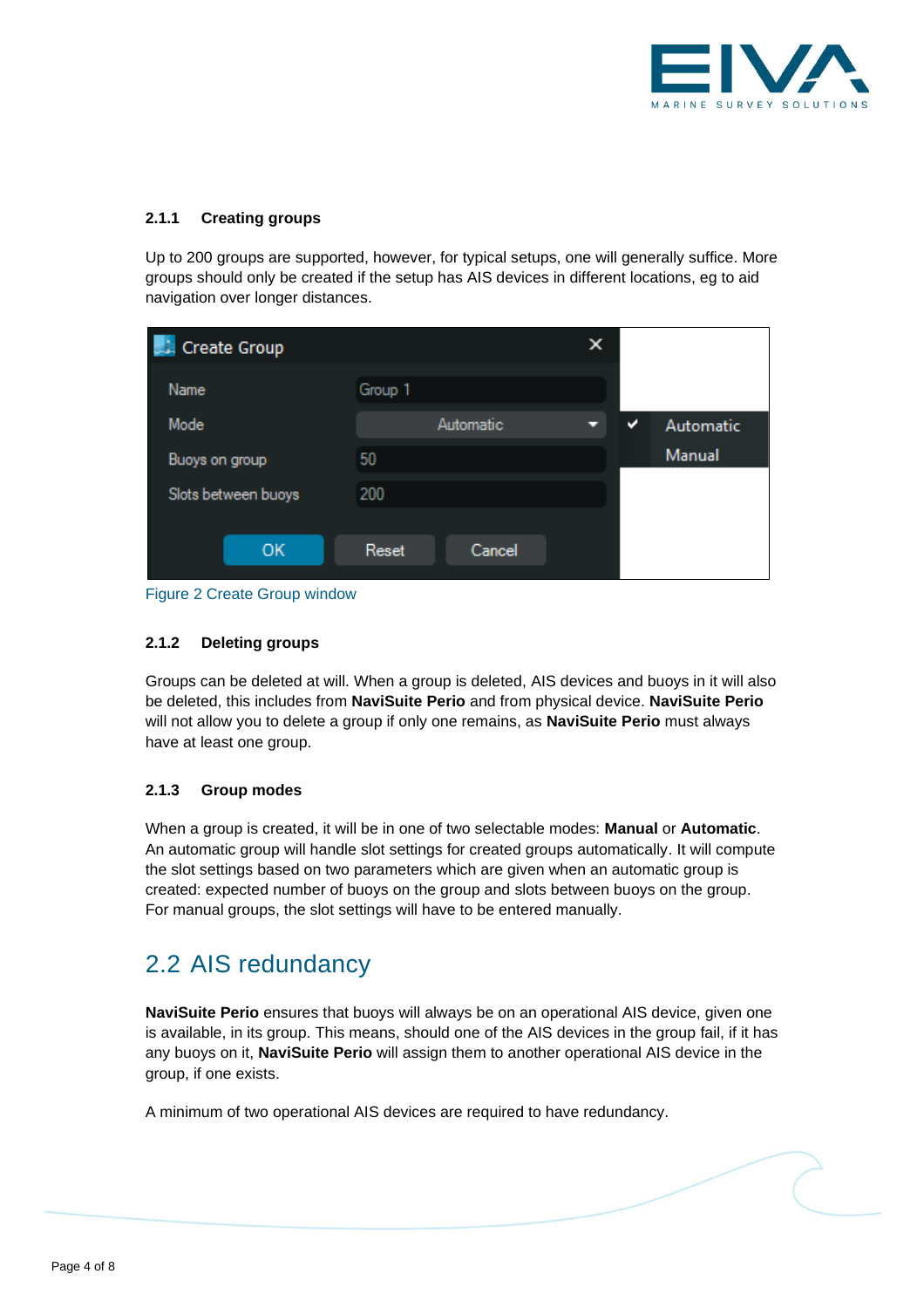### 2.1.1 Creating groups

Up to 200 groups are supported, however, for typical setups, one will generally suffice. More groups should only be created if the setup has AIS devices in different locations, eg to aid navigation over longer distances.

Figure 2 Create Group window

### 2.1.2 Deleting groups

Groups can be deleted at will. When a group is deleted, AIS devices and buoys in it will also be deleted, this includes from **NaviSuite Perio** and from physical device. **NaviSuite Perio** will not allow you to delete a group if only one remains, as **NaviSuite Perio** must always have at least one group.

### 2.1.3 Group modes

When a group is created, it will be in one of two selectable modes: **Manual** or **Automatic**. An automatic group will handle slot settings for created groups automatically. It will compute the slot settings based on two parameters which are given when an automatic group is created: expected number of buoys on the group and slots between buoys on the group. For manual groups, the slot settings will have to be entered manually.

## 2.2 AIS redundancy

**NaviSuite Perio** ensures that buoys will always be on an operational AIS device, given one is available, in its group. This means, should one of the AIS devices in the group fail, if it has any buoys on it, **NaviSuite Perio** will assign them to another operational AIS device in the group, if one exists.

A minimum of two operational AIS devices are required to have redundancy.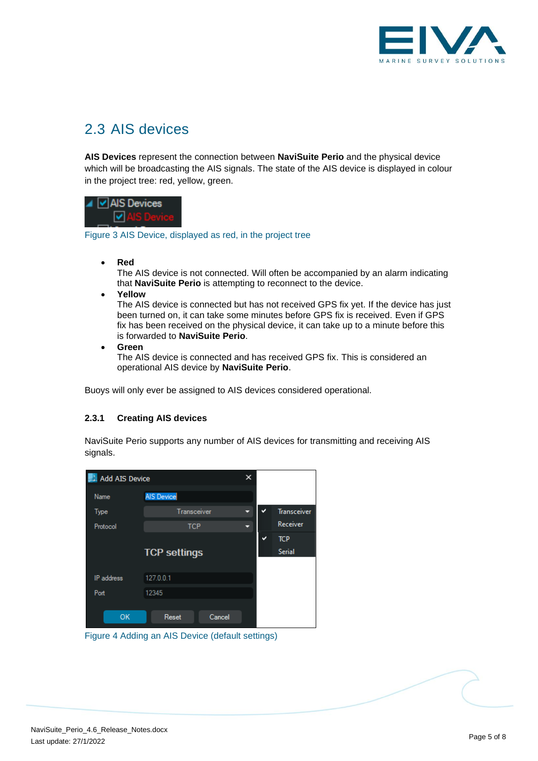## 2.3 AIS devices

**AIS Devices** represent the connection between **NaviSuite Perio** and the physical device which will be broadcasting the AIS signals. The state of the AIS device is displayed in colour in the project tree: red, yellow, green.

Figure 3 AIS Device, displayed as red, in the project tree

- **Red**
  The AIS device is not connected. Will often be accompanied by an alarm indicating that **NaviSuite Perio** is attempting to reconnect to the device.
- **Yellow**
  The AIS device is connected but has not received GPS fix yet. If the device has just been turned on, it can take some minutes before GPS fix is received. Even if GPS fix has been received on the physical device, it can take up to a minute before this is forwarded to **NaviSuite Perio**.
- **Green**
  The AIS device is connected and has received GPS fix. This is considered an operational AIS device by **NaviSuite Perio**.

Buoys will only ever be assigned to AIS devices considered operational.

### 2.3.1 Creating AIS devices

NaviSuite Perio supports any number of AIS devices for transmitting and receiving AIS signals.

Figure 4 Adding an AIS Device (default settings)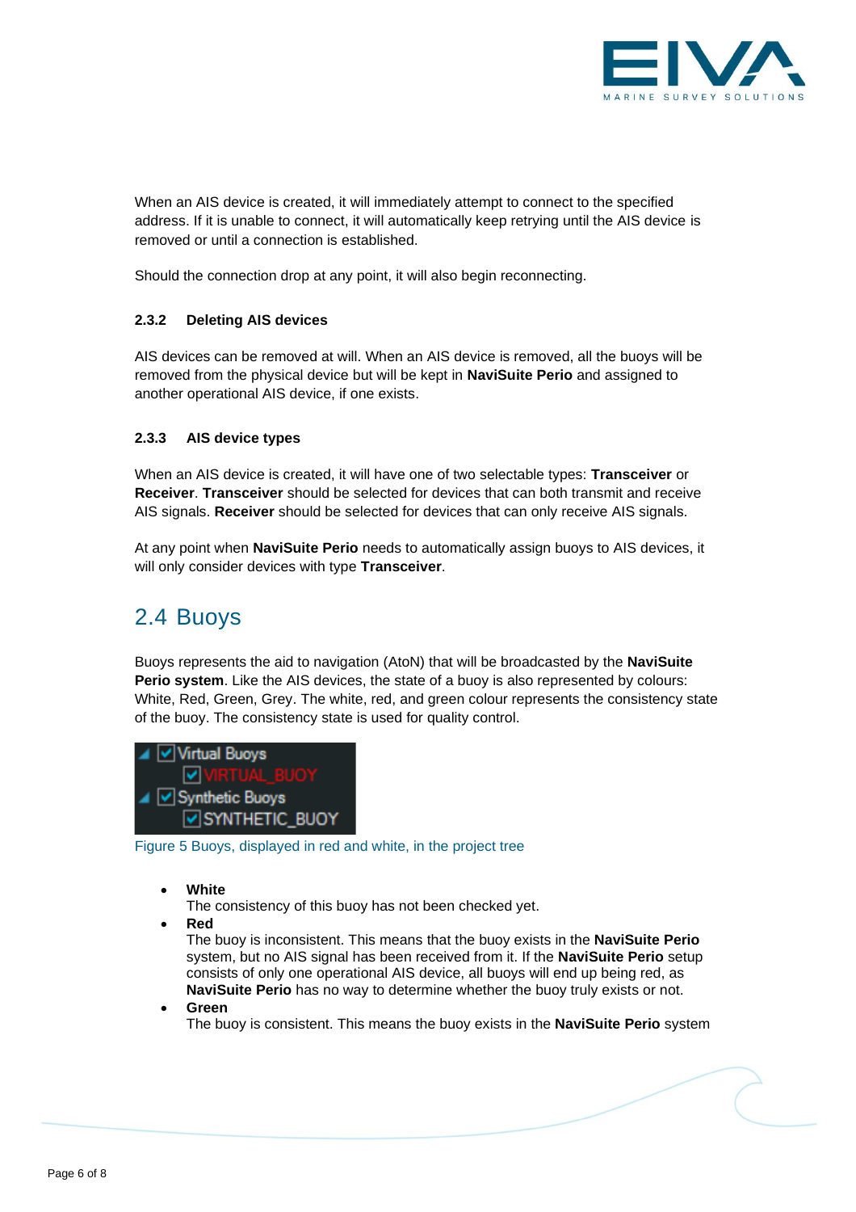When an AIS device is created, it will immediately attempt to connect to the specified address. If it is unable to connect, it will automatically keep retrying until the AIS device is removed or until a connection is established.

Should the connection drop at any point, it will also begin reconnecting.

### 2.3.2 Deleting AIS devices

AIS devices can be removed at will. When an AIS device is removed, all the buoys will be removed from the physical device but will be kept in **NaviSuite Perio** and assigned to another operational AIS device, if one exists.

### 2.3.3 AIS device types

When an AIS device is created, it will have one of two selectable types: **Transceiver** or **Receiver**. **Transceiver** should be selected for devices that can both transmit and receive AIS signals. **Receiver** should be selected for devices that can only receive AIS signals.

At any point when **NaviSuite Perio** needs to automatically assign buoys to AIS devices, it will only consider devices with type **Transceiver**.

## 2.4 Buoys

Buoys represents the aid to navigation (AtoN) that will be broadcasted by the **NaviSuite Perio system**. Like the AIS devices, the state of a buoy is also represented by colours: White, Red, Green, Grey. The white, red, and green colour represents the consistency state of the buoy. The consistency state is used for quality control.

Figure 5 Buoys, displayed in red and white, in the project tree

- **White**
  The consistency of this buoy has not been checked yet.
- **Red**
  The buoy is inconsistent. This means that the buoy exists in the **NaviSuite Perio** system, but no AIS signal has been received from it. If the **NaviSuite Perio** setup consists of only one operational AIS device, all buoys will end up being red, as **NaviSuite Perio** has no way to determine whether the buoy truly exists or not.
- **Green**
  The buoy is consistent. This means the buoy exists in the **NaviSuite Perio** system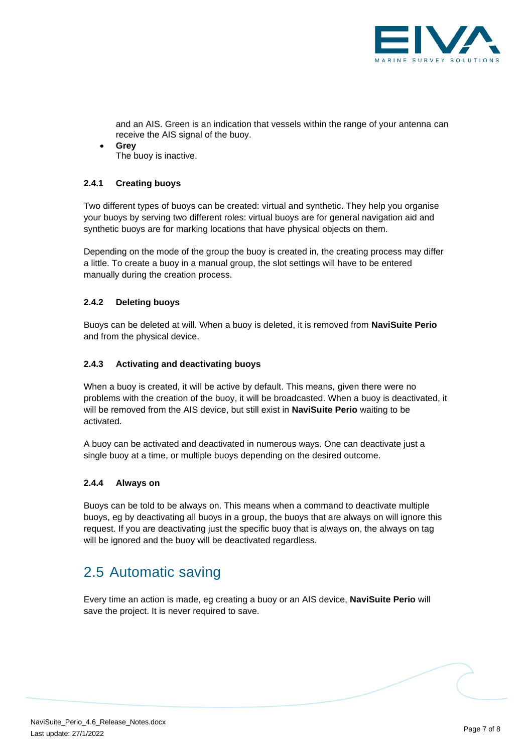and an AIS. Green is an indication that vessels within the range of your antenna can receive the AIS signal of the buoy.

- **Grey**
  The buoy is inactive.

### 2.4.1 Creating buoys

Two different types of buoys can be created: virtual and synthetic. They help you organise your buoys by serving two different roles: virtual buoys are for general navigation aid and synthetic buoys are for marking locations that have physical objects on them.

Depending on the mode of the group the buoy is created in, the creating process may differ a little. To create a buoy in a manual group, the slot settings will have to be entered manually during the creation process.

### 2.4.2 Deleting buoys

Buoys can be deleted at will. When a buoy is deleted, it is removed from **NaviSuite Perio** and from the physical device.

### 2.4.3 Activating and deactivating buoys

When a buoy is created, it will be active by default. This means, given there were no problems with the creation of the buoy, it will be broadcasted. When a buoy is deactivated, it will be removed from the AIS device, but still exist in **NaviSuite Perio** waiting to be activated.

A buoy can be activated and deactivated in numerous ways. One can deactivate just a single buoy at a time, or multiple buoys depending on the desired outcome.

### 2.4.4 Always on

Buoys can be told to be always on. This means when a command to deactivate multiple buoys, eg by deactivating all buoys in a group, the buoys that are always on will ignore this request. If you are deactivating just the specific buoy that is always on, the always on tag will be ignored and the buoy will be deactivated regardless.

## 2.5 Automatic saving

Every time an action is made, eg creating a buoy or an AIS device, **NaviSuite Perio** will save the project. It is never required to save.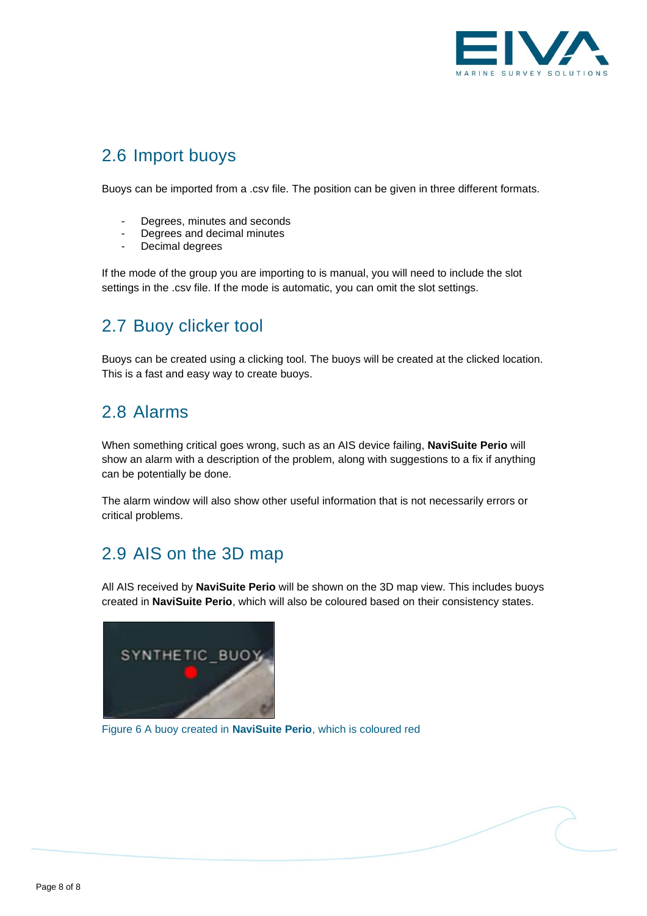## 2.6 Import buoys

Buoys can be imported from a .csv file. The position can be given in three different formats.

- Degrees, minutes and seconds
- Degrees and decimal minutes
- Decimal degrees

If the mode of the group you are importing to is manual, you will need to include the slot settings in the .csv file. If the mode is automatic, you can omit the slot settings.

## 2.7 Buoy clicker tool

Buoys can be created using a clicking tool. The buoys will be created at the clicked location. This is a fast and easy way to create buoys.

## 2.8 Alarms

When something critical goes wrong, such as an AIS device failing, **NaviSuite Perio** will show an alarm with a description of the problem, along with suggestions to a fix if anything can be potentially be done.

The alarm window will also show other useful information that is not necessarily errors or critical problems.

## 2.9 AIS on the 3D map

All AIS received by **NaviSuite Perio** will be shown on the 3D map view. This includes buoys created in **NaviSuite Perio**, which will also be coloured based on their consistency states.

Figure 6 A buoy created in **NaviSuite Perio**, which is coloured red